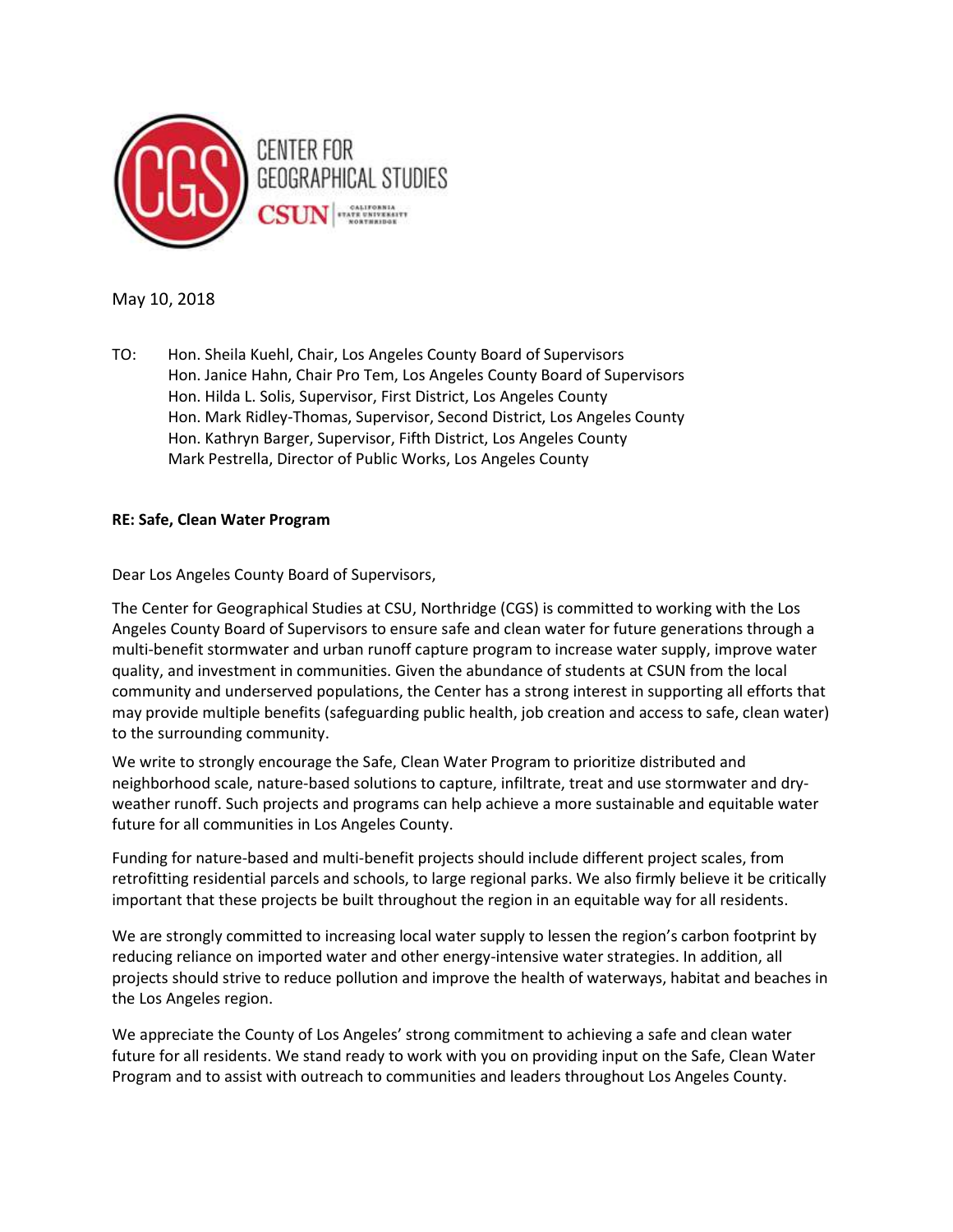CENTER FOR GEOGRAPHICAL STUDIES

CSUN | CALIFORNIA STATE UNIVERSITY NORTHRIDGE

May 10, 2018

TO: Hon. Sheila Kuehl, Chair, Los Angeles County Board of Supervisors
Hon. Janice Hahn, Chair Pro Tem, Los Angeles County Board of Supervisors
Hon. Hilda L. Solis, Supervisor, First District, Los Angeles County
Hon. Mark Ridley-Thomas, Supervisor, Second District, Los Angeles County
Hon. Kathryn Barger, Supervisor, Fifth District, Los Angeles County
Mark Pestrella, Director of Public Works, Los Angeles County

**RE: Safe, Clean Water Program**

Dear Los Angeles County Board of Supervisors,

The Center for Geographical Studies at CSU, Northridge (CGS) is committed to working with the Los Angeles County Board of Supervisors to ensure safe and clean water for future generations through a multi-benefit stormwater and urban runoff capture program to increase water supply, improve water quality, and investment in communities. Given the abundance of students at CSUN from the local community and underserved populations, the Center has a strong interest in supporting all efforts that may provide multiple benefits (safeguarding public health, job creation and access to safe, clean water) to the surrounding community.

We write to strongly encourage the Safe, Clean Water Program to prioritize distributed and neighborhood scale, nature-based solutions to capture, infiltrate, treat and use stormwater and dry-weather runoff. Such projects and programs can help achieve a more sustainable and equitable water future for all communities in Los Angeles County.

Funding for nature-based and multi-benefit projects should include different project scales, from retrofitting residential parcels and schools, to large regional parks. We also firmly believe it be critically important that these projects be built throughout the region in an equitable way for all residents.

We are strongly committed to increasing local water supply to lessen the region's carbon footprint by reducing reliance on imported water and other energy-intensive water strategies. In addition, all projects should strive to reduce pollution and improve the health of waterways, habitat and beaches in the Los Angeles region.

We appreciate the County of Los Angeles' strong commitment to achieving a safe and clean water future for all residents. We stand ready to work with you on providing input on the Safe, Clean Water Program and to assist with outreach to communities and leaders throughout Los Angeles County.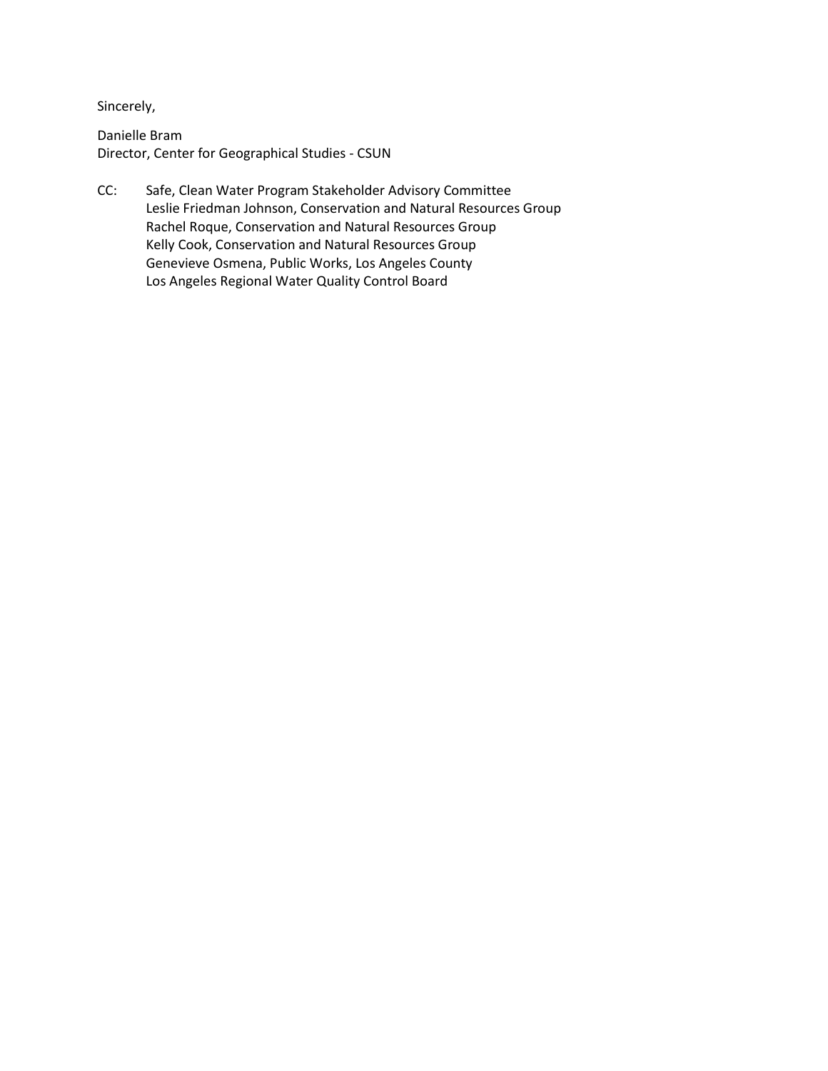Sincerely,

Danielle Bram
Director, Center for Geographical Studies - CSUN

CC: Safe, Clean Water Program Stakeholder Advisory Committee
Leslie Friedman Johnson, Conservation and Natural Resources Group
Rachel Roque, Conservation and Natural Resources Group
Kelly Cook, Conservation and Natural Resources Group
Genevieve Osmena, Public Works, Los Angeles County
Los Angeles Regional Water Quality Control Board